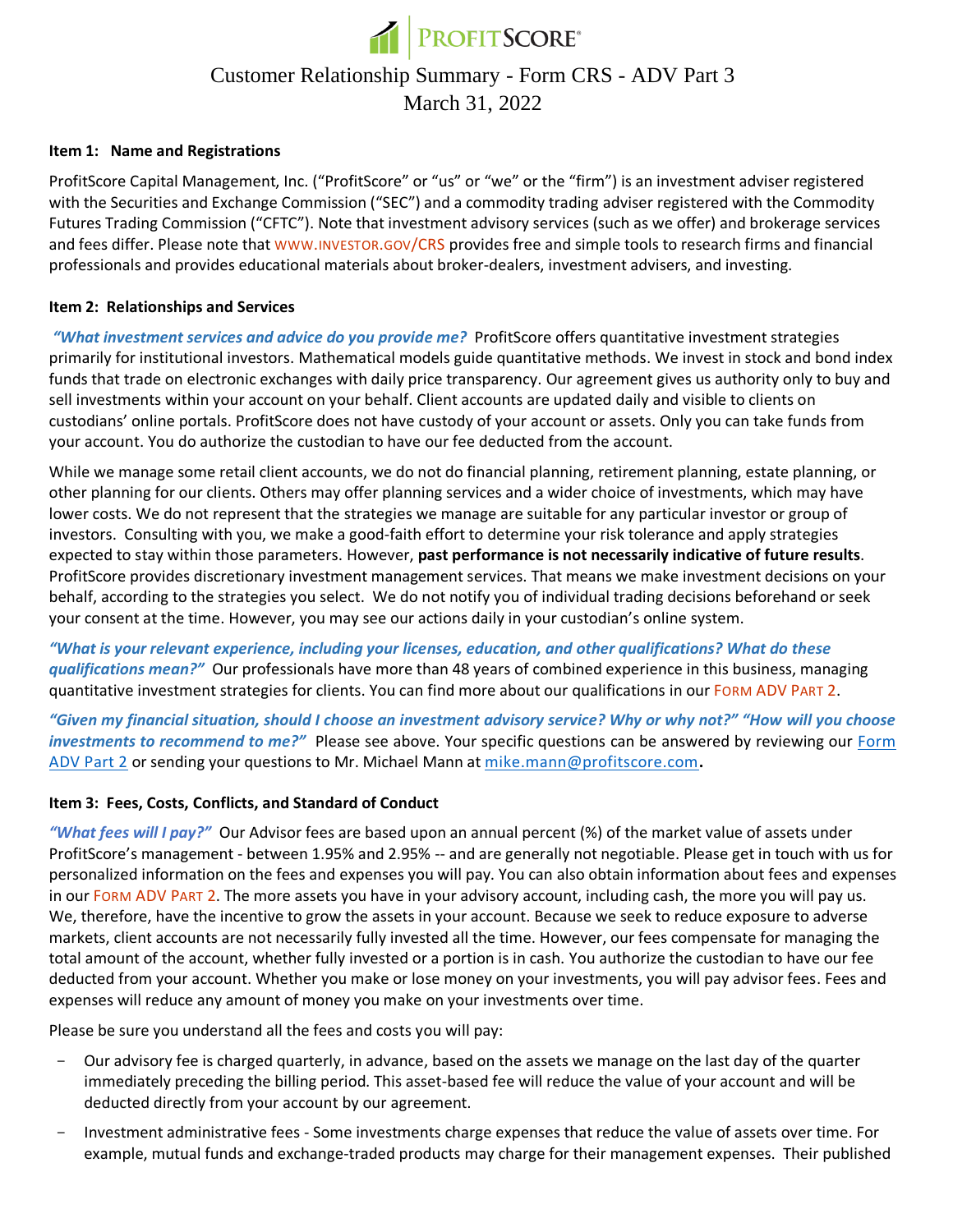# ProfitScore

## Customer Relationship Summary - Form CRS - ADV Part 3
## March 31, 2022

### Item 1: Name and Registrations

ProfitScore Capital Management, Inc. ("ProfitScore" or "us" or "we" or the "firm") is an investment adviser registered with the Securities and Exchange Commission ("SEC") and a commodity trading adviser registered with the Commodity Futures Trading Commission ("CFTC"). Note that investment advisory services (such as we offer) and brokerage services and fees differ. Please note that WWW.INVESTOR.GOV/CRS provides free and simple tools to research firms and financial professionals and provides educational materials about broker-dealers, investment advisers, and investing.

### Item 2: Relationships and Services

***"What investment services and advice do you provide me?"*** ProfitScore offers quantitative investment strategies primarily for institutional investors. Mathematical models guide quantitative methods. We invest in stock and bond index funds that trade on electronic exchanges with daily price transparency. Our agreement gives us authority only to buy and sell investments within your account on your behalf. Client accounts are updated daily and visible to clients on custodians' online portals. ProfitScore does not have custody of your account or assets. Only you can take funds from your account. You do authorize the custodian to have our fee deducted from the account.

While we manage some retail client accounts, we do not do financial planning, retirement planning, estate planning, or other planning for our clients. Others may offer planning services and a wider choice of investments, which may have lower costs. We do not represent that the strategies we manage are suitable for any particular investor or group of investors. Consulting with you, we make a good-faith effort to determine your risk tolerance and apply strategies expected to stay within those parameters. However, **past performance is not necessarily indicative of future results**. ProfitScore provides discretionary investment management services. That means we make investment decisions on your behalf, according to the strategies you select. We do not notify you of individual trading decisions beforehand or seek your consent at the time. However, you may see our actions daily in your custodian's online system.

***"What is your relevant experience, including your licenses, education, and other qualifications? What do these qualifications mean?"*** Our professionals have more than 48 years of combined experience in this business, managing quantitative investment strategies for clients. You can find more about our qualifications in our FORM ADV PART 2.

***"Given my financial situation, should I choose an investment advisory service? Why or why not?" "How will you choose investments to recommend to me?"*** Please see above. Your specific questions can be answered by reviewing our Form ADV Part 2 or sending your questions to Mr. Michael Mann at mike.mann@profitscore.com.

### Item 3: Fees, Costs, Conflicts, and Standard of Conduct

***"What fees will I pay?"*** Our Advisor fees are based upon an annual percent (%) of the market value of assets under ProfitScore's management - between 1.95% and 2.95% -- and are generally not negotiable. Please get in touch with us for personalized information on the fees and expenses you will pay. You can also obtain information about fees and expenses in our FORM ADV PART 2. The more assets you have in your advisory account, including cash, the more you will pay us. We, therefore, have the incentive to grow the assets in your account. Because we seek to reduce exposure to adverse markets, client accounts are not necessarily fully invested all the time. However, our fees compensate for managing the total amount of the account, whether fully invested or a portion is in cash. You authorize the custodian to have our fee deducted from your account. Whether you make or lose money on your investments, you will pay advisor fees. Fees and expenses will reduce any amount of money you make on your investments over time.

Please be sure you understand all the fees and costs you will pay:

- Our advisory fee is charged quarterly, in advance, based on the assets we manage on the last day of the quarter immediately preceding the billing period. This asset-based fee will reduce the value of your account and will be deducted directly from your account by our agreement.
- Investment administrative fees - Some investments charge expenses that reduce the value of assets over time. For example, mutual funds and exchange-traded products may charge for their management expenses. Their published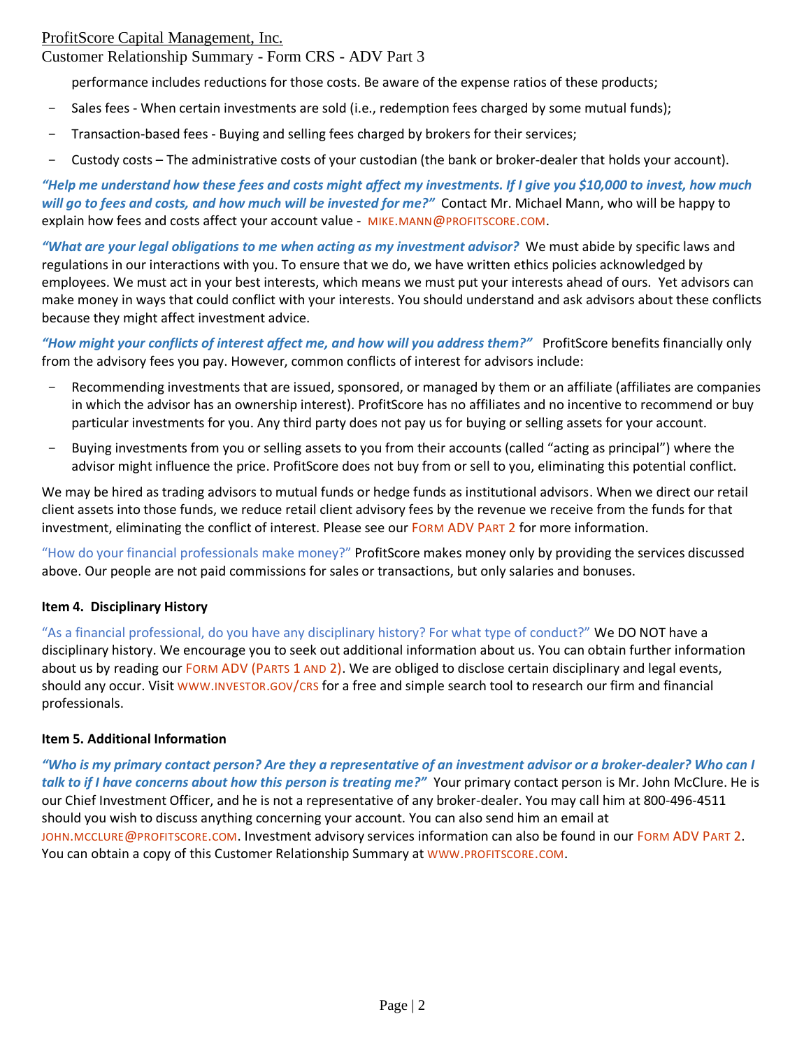performance includes reductions for those costs. Be aware of the expense ratios of these products;

- Sales fees - When certain investments are sold (i.e., redemption fees charged by some mutual funds);
- Transaction-based fees - Buying and selling fees charged by brokers for their services;
- Custody costs – The administrative costs of your custodian (the bank or broker-dealer that holds your account).

***"Help me understand how these fees and costs might affect my investments. If I give you $10,000 to invest, how much will go to fees and costs, and how much will be invested for me?"*** Contact Mr. Michael Mann, who will be happy to explain how fees and costs affect your account value - MIKE.MANN@PROFITSCORE.COM.

***"What are your legal obligations to me when acting as my investment advisor?*** We must abide by specific laws and regulations in our interactions with you. To ensure that we do, we have written ethics policies acknowledged by employees. We must act in your best interests, which means we must put your interests ahead of ours. Yet advisors can make money in ways that could conflict with your interests. You should understand and ask advisors about these conflicts because they might affect investment advice.

***"How might your conflicts of interest affect me, and how will you address them?"*** ProfitScore benefits financially only from the advisory fees you pay. However, common conflicts of interest for advisors include:

- Recommending investments that are issued, sponsored, or managed by them or an affiliate (affiliates are companies in which the advisor has an ownership interest). ProfitScore has no affiliates and no incentive to recommend or buy particular investments for you. Any third party does not pay us for buying or selling assets for your account.
- Buying investments from you or selling assets to you from their accounts (called "acting as principal") where the advisor might influence the price. ProfitScore does not buy from or sell to you, eliminating this potential conflict.

We may be hired as trading advisors to mutual funds or hedge funds as institutional advisors. When we direct our retail client assets into those funds, we reduce retail client advisory fees by the revenue we receive from the funds for that investment, eliminating the conflict of interest. Please see our FORM ADV PART 2 for more information.

"How do your financial professionals make money?" ProfitScore makes money only by providing the services discussed above. Our people are not paid commissions for sales or transactions, but only salaries and bonuses.

**Item 4. Disciplinary History**

"As a financial professional, do you have any disciplinary history? For what type of conduct?" We DO NOT have a disciplinary history. We encourage you to seek out additional information about us. You can obtain further information about us by reading our FORM ADV (PARTS 1 AND 2). We are obliged to disclose certain disciplinary and legal events, should any occur. Visit WWW.INVESTOR.GOV/CRS for a free and simple search tool to research our firm and financial professionals.

**Item 5. Additional Information**

***"Who is my primary contact person? Are they a representative of an investment advisor or a broker-dealer? Who can I talk to if I have concerns about how this person is treating me?"*** Your primary contact person is Mr. John McClure. He is our Chief Investment Officer, and he is not a representative of any broker-dealer. You may call him at 800-496-4511 should you wish to discuss anything concerning your account. You can also send him an email at JOHN.MCCLURE@PROFITSCORE.COM. Investment advisory services information can also be found in our FORM ADV PART 2. You can obtain a copy of this Customer Relationship Summary at WWW.PROFITSCORE.COM.